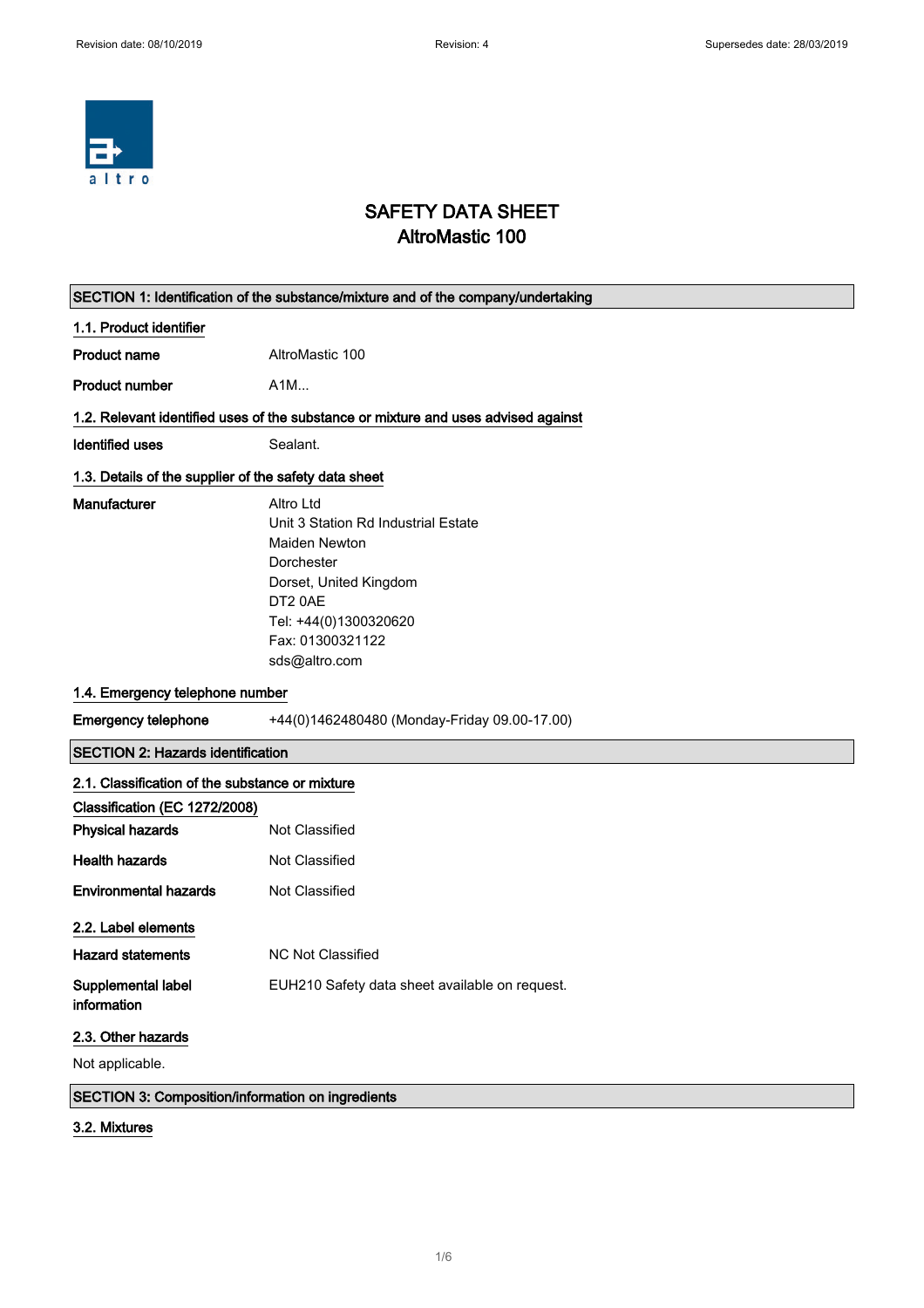# SAFETY DATA SHEET
## AltroMastic 100

### SECTION 1: Identification of the substance/mixture and of the company/undertaking

#### 1.1. Product identifier

**Product name** AltroMastic 100

**Product number** A1M...

#### 1.2. Relevant identified uses of the substance or mixture and uses advised against

**Identified uses** Sealant.

#### 1.3. Details of the supplier of the safety data sheet

**Manufacturer**
Altro Ltd
Unit 3 Station Rd Industrial Estate
Maiden Newton
Dorchester
Dorset, United Kingdom
DT2 0AE
Tel: +44(0)1300320620
Fax: 01300321122
sds@altro.com

#### 1.4. Emergency telephone number

**Emergency telephone** +44(0)1462480480 (Monday-Friday 09.00-17.00)

### SECTION 2: Hazards identification

#### 2.1. Classification of the substance or mixture

**Classification (EC 1272/2008)**

**Physical hazards** Not Classified

**Health hazards** Not Classified

**Environmental hazards** Not Classified

#### 2.2. Label elements

**Hazard statements** NC Not Classified

**Supplemental label information** EUH210 Safety data sheet available on request.

#### 2.3. Other hazards

Not applicable.

### SECTION 3: Composition/information on ingredients

#### 3.2. Mixtures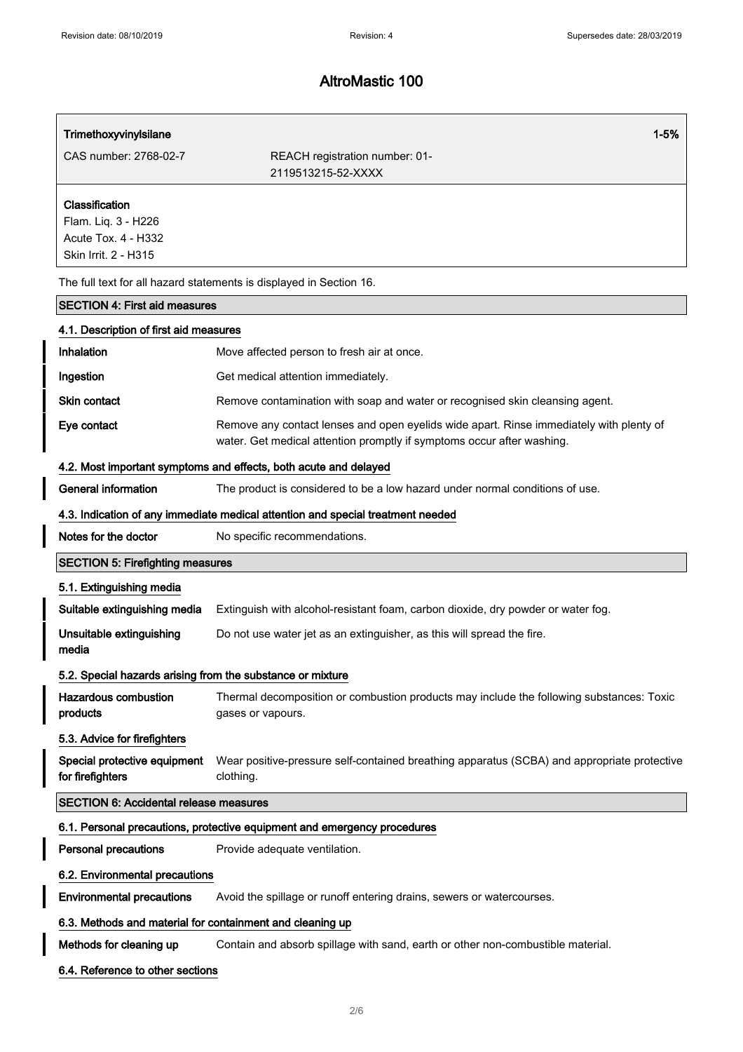| | | |
|---|---|---|
| **Trimethoxyvinylsilane** | | 1-5% |
| CAS number: 2768-02-7 | REACH registration number: 01-2119513215-52-XXXX | |

**Classification**
Flam. Liq. 3 - H226
Acute Tox. 4 - H332
Skin Irrit. 2 - H315

The full text for all hazard statements is displayed in Section 16.

## SECTION 4: First aid measures

### 4.1. Description of first aid measures

| | |
|---|---|
| **Inhalation** | Move affected person to fresh air at once. |
| **Ingestion** | Get medical attention immediately. |
| **Skin contact** | Remove contamination with soap and water or recognised skin cleansing agent. |
| **Eye contact** | Remove any contact lenses and open eyelids wide apart. Rinse immediately with plenty of water. Get medical attention promptly if symptoms occur after washing. |

### 4.2. Most important symptoms and effects, both acute and delayed

| | |
|---|---|
| **General information** | The product is considered to be a low hazard under normal conditions of use. |

### 4.3. Indication of any immediate medical attention and special treatment needed

| | |
|---|---|
| **Notes for the doctor** | No specific recommendations. |

## SECTION 5: Firefighting measures

### 5.1. Extinguishing media

| | |
|---|---|
| **Suitable extinguishing media** | Extinguish with alcohol-resistant foam, carbon dioxide, dry powder or water fog. |
| **Unsuitable extinguishing media** | Do not use water jet as an extinguisher, as this will spread the fire. |

### 5.2. Special hazards arising from the substance or mixture

| | |
|---|---|
| **Hazardous combustion products** | Thermal decomposition or combustion products may include the following substances: Toxic gases or vapours. |

### 5.3. Advice for firefighters

| | |
|---|---|
| **Special protective equipment for firefighters** | Wear positive-pressure self-contained breathing apparatus (SCBA) and appropriate protective clothing. |

## SECTION 6: Accidental release measures

### 6.1. Personal precautions, protective equipment and emergency procedures

| | |
|---|---|
| **Personal precautions** | Provide adequate ventilation. |

### 6.2. Environmental precautions

| | |
|---|---|
| **Environmental precautions** | Avoid the spillage or runoff entering drains, sewers or watercourses. |

### 6.3. Methods and material for containment and cleaning up

| | |
|---|---|
| **Methods for cleaning up** | Contain and absorb spillage with sand, earth or other non-combustible material. |

### 6.4. Reference to other sections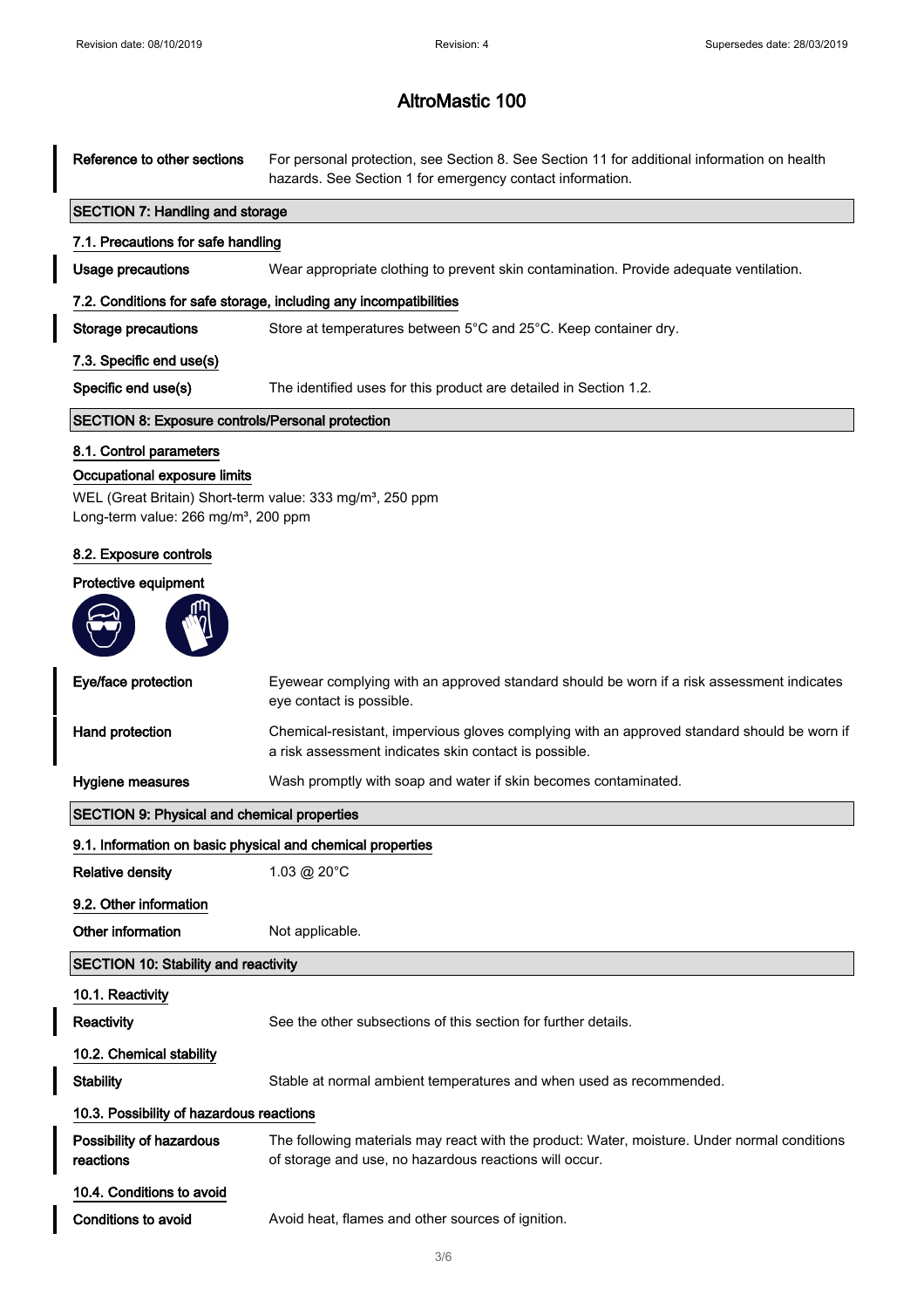# AltroMastic 100

| | |
|---|---|
| **Reference to other sections** | For personal protection, see Section 8. See Section 11 for additional information on health hazards. See Section 1 for emergency contact information. |

## SECTION 7: Handling and storage

### 7.1. Precautions for safe handling

| | |
|---|---|
| **Usage precautions** | Wear appropriate clothing to prevent skin contamination. Provide adequate ventilation. |

### 7.2. Conditions for safe storage, including any incompatibilities

| | |
|---|---|
| **Storage precautions** | Store at temperatures between 5°C and 25°C. Keep container dry. |

### 7.3. Specific end use(s)

| | |
|---|---|
| **Specific end use(s)** | The identified uses for this product are detailed in Section 1.2. |

## SECTION 8: Exposure controls/Personal protection

### 8.1. Control parameters

**Occupational exposure limits**

WEL (Great Britain) Short-term value: 333 mg/m³, 250 ppm
Long-term value: 266 mg/m³, 200 ppm

### 8.2. Exposure controls

**Protective equipment**

| | |
|---|---|
| **Eye/face protection** | Eyewear complying with an approved standard should be worn if a risk assessment indicates eye contact is possible. |
| **Hand protection** | Chemical-resistant, impervious gloves complying with an approved standard should be worn if a risk assessment indicates skin contact is possible. |
| **Hygiene measures** | Wash promptly with soap and water if skin becomes contaminated. |

## SECTION 9: Physical and chemical properties

### 9.1. Information on basic physical and chemical properties

| | |
|---|---|
| **Relative density** | 1.03 @ 20°C |

### 9.2. Other information

| | |
|---|---|
| **Other information** | Not applicable. |

## SECTION 10: Stability and reactivity

### 10.1. Reactivity

| | |
|---|---|
| **Reactivity** | See the other subsections of this section for further details. |

### 10.2. Chemical stability

| | |
|---|---|
| **Stability** | Stable at normal ambient temperatures and when used as recommended. |

### 10.3. Possibility of hazardous reactions

| | |
|---|---|
| **Possibility of hazardous reactions** | The following materials may react with the product: Water, moisture. Under normal conditions of storage and use, no hazardous reactions will occur. |

### 10.4. Conditions to avoid

| | |
|---|---|
| **Conditions to avoid** | Avoid heat, flames and other sources of ignition. |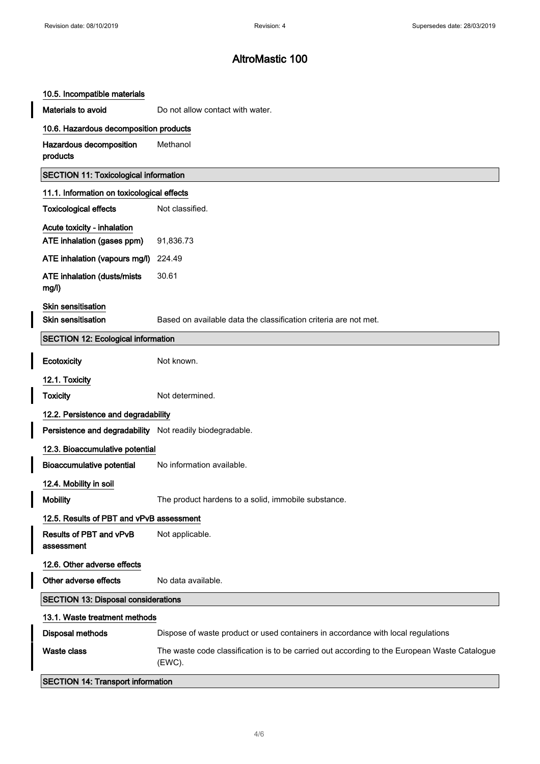### 10.5. Incompatible materials

**Materials to avoid** Do not allow contact with water.

### 10.6. Hazardous decomposition products

**Hazardous decomposition products** Methanol

## SECTION 11: Toxicological information

### 11.1. Information on toxicological effects

**Toxicological effects** Not classified.

**Acute toxicity - inhalation**

**ATE inhalation (gases ppm)** 91,836.73

**ATE inhalation (vapours mg/l)** 224.49

**ATE inhalation (dusts/mists mg/l)** 30.61

**Skin sensitisation**

**Skin sensitisation** Based on available data the classification criteria are not met.

## SECTION 12: Ecological information

**Ecotoxicity** Not known.

### 12.1. Toxicity

**Toxicity** Not determined.

### 12.2. Persistence and degradability

**Persistence and degradability** Not readily biodegradable.

### 12.3. Bioaccumulative potential

**Bioaccumulative potential** No information available.

### 12.4. Mobility in soil

**Mobility** The product hardens to a solid, immobile substance.

### 12.5. Results of PBT and vPvB assessment

**Results of PBT and vPvB assessment** Not applicable.

### 12.6. Other adverse effects

**Other adverse effects** No data available.

## SECTION 13: Disposal considerations

### 13.1. Waste treatment methods

**Disposal methods** Dispose of waste product or used containers in accordance with local regulations

**Waste class** The waste code classification is to be carried out according to the European Waste Catalogue (EWC).

## SECTION 14: Transport information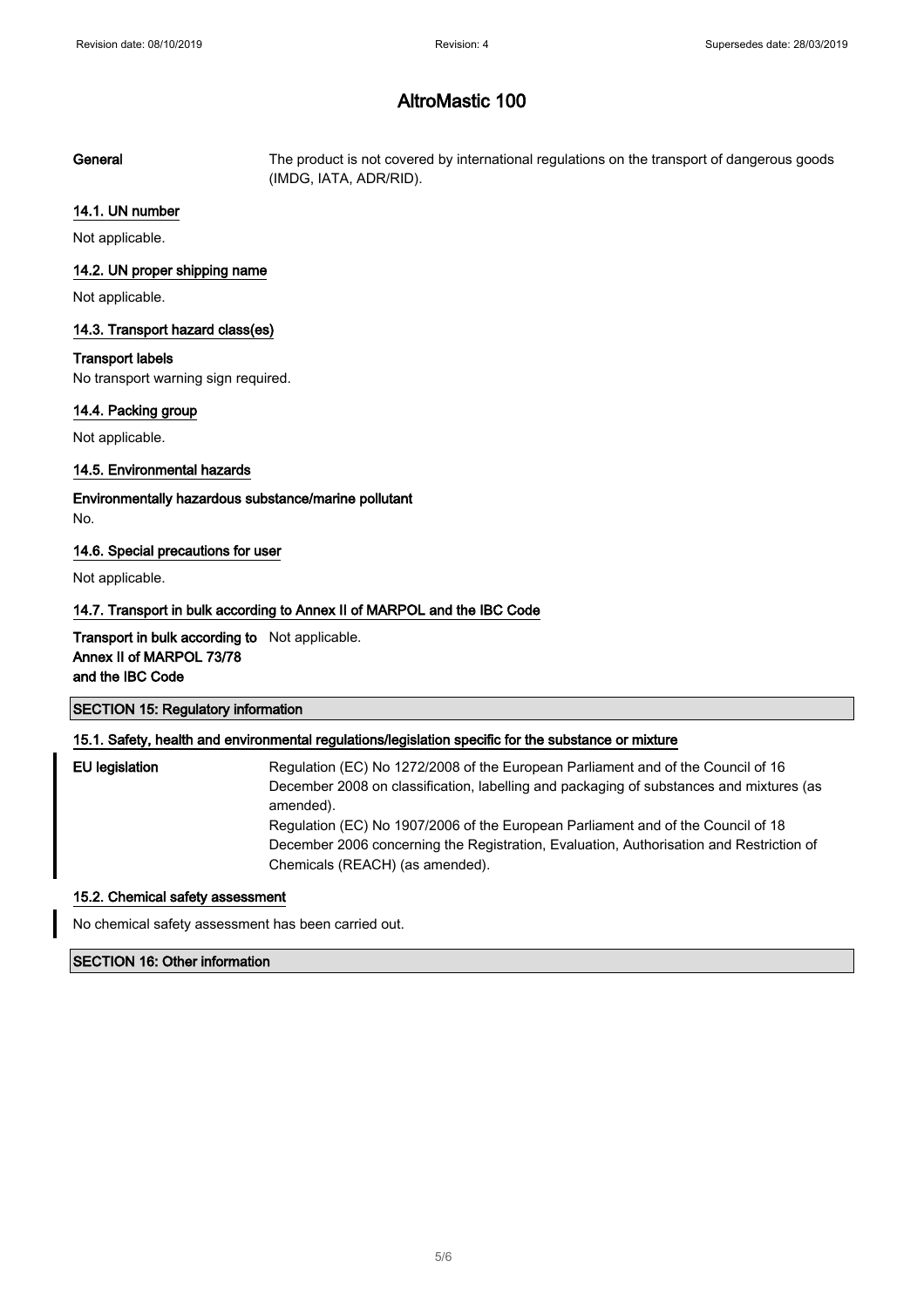**General**

The product is not covered by international regulations on the transport of dangerous goods (IMDG, IATA, ADR/RID).

### 14.1. UN number

Not applicable.

### 14.2. UN proper shipping name

Not applicable.

### 14.3. Transport hazard class(es)

**Transport labels**

No transport warning sign required.

### 14.4. Packing group

Not applicable.

### 14.5. Environmental hazards

**Environmentally hazardous substance/marine pollutant**

No.

### 14.6. Special precautions for user

Not applicable.

### 14.7. Transport in bulk according to Annex II of MARPOL and the IBC Code

**Transport in bulk according to Annex II of MARPOL 73/78 and the IBC Code**

Not applicable.

## SECTION 15: Regulatory information

### 15.1. Safety, health and environmental regulations/legislation specific for the substance or mixture

**EU legislation**

Regulation (EC) No 1272/2008 of the European Parliament and of the Council of 16 December 2008 on classification, labelling and packaging of substances and mixtures (as amended).

Regulation (EC) No 1907/2006 of the European Parliament and of the Council of 18 December 2006 concerning the Registration, Evaluation, Authorisation and Restriction of Chemicals (REACH) (as amended).

### 15.2. Chemical safety assessment

No chemical safety assessment has been carried out.

## SECTION 16: Other information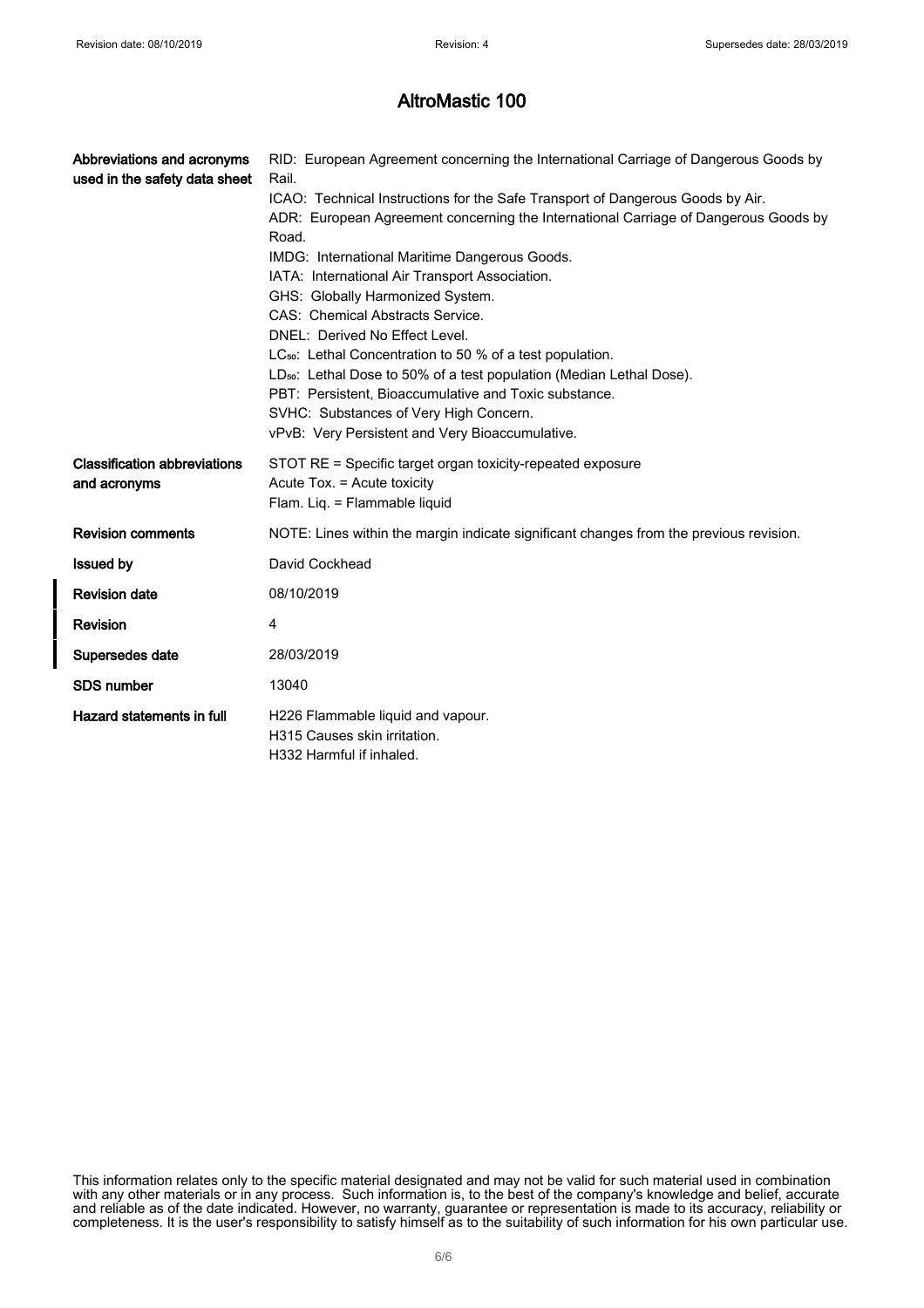# AltroMastic 100

| | |
|---|---|
| **Abbreviations and acronyms used in the safety data sheet** | RID: European Agreement concerning the International Carriage of Dangerous Goods by Rail.<br>ICAO: Technical Instructions for the Safe Transport of Dangerous Goods by Air.<br>ADR: European Agreement concerning the International Carriage of Dangerous Goods by Road.<br>IMDG: International Maritime Dangerous Goods.<br>IATA: International Air Transport Association.<br>GHS: Globally Harmonized System.<br>CAS: Chemical Abstracts Service.<br>DNEL: Derived No Effect Level.<br>$LC_{50}$: Lethal Concentration to 50 % of a test population.<br>$LD_{50}$: Lethal Dose to 50% of a test population (Median Lethal Dose).<br>PBT: Persistent, Bioaccumulative and Toxic substance.<br>SVHC: Substances of Very High Concern.<br>vPvB: Very Persistent and Very Bioaccumulative. |
| **Classification abbreviations and acronyms** | STOT RE = Specific target organ toxicity-repeated exposure<br>Acute Tox. = Acute toxicity<br>Flam. Liq. = Flammable liquid |
| **Revision comments** | NOTE: Lines within the margin indicate significant changes from the previous revision. |
| **Issued by** | David Cockhead |
| **Revision date** | 08/10/2019 |
| **Revision** | 4 |
| **Supersedes date** | 28/03/2019 |
| **SDS number** | 13040 |
| **Hazard statements in full** | H226 Flammable liquid and vapour.<br>H315 Causes skin irritation.<br>H332 Harmful if inhaled. |

This information relates only to the specific material designated and may not be valid for such material used in combination with any other materials or in any process. Such information is, to the best of the company's knowledge and belief, accurate and reliable as of the date indicated. However, no warranty, guarantee or representation is made to its accuracy, reliability or completeness. It is the user's responsibility to satisfy himself as to the suitability of such information for his own particular use.